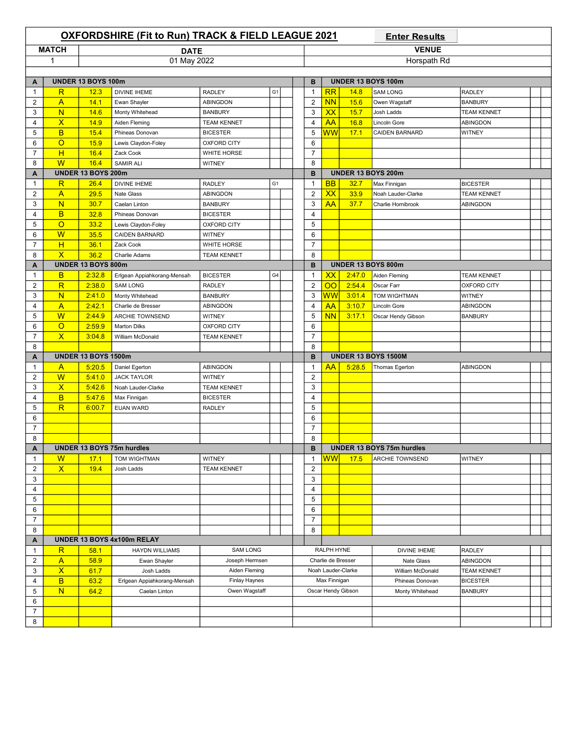# OXFORDSHIRE (Fit to Run) TRACK & FIELD LEAGUE 2021

Enter Results

| MATCH | DATE | VENUE |
|---|---|---|
| 1 | 01 May 2022 | Horspath Rd |

| A | UNDER 13 BOYS 100m | | | | | B | UNDER 13 BOYS 100m | | | |
|---|---|---|---|---|---|---|---|---|---|---|
| 1 | R | 12.3 | DIVINE IHEME | RADLEY | G1 | 1 | RR | 14.8 | SAM LONG | RADLEY |
| 2 | A | 14.1 | Ewan Shayler | ABINGDON | | 2 | NN | 15.6 | Owen Wagstaff | BANBURY |
| 3 | N | 14.6 | Monty Whitehead | BANBURY | | 3 | XX | 15.7 | Josh Ladds | TEAM KENNET |
| 4 | X | 14.9 | Aiden Fleming | TEAM KENNET | | 4 | AA | 16.8 | Lincoln Gore | ABINGDON |
| 5 | B | 15.4 | Phineas Donovan | BICESTER | | 5 | WW | 17.1 | CAIDEN BARNARD | WITNEY |
| 6 | O | 15.9 | Lewis Claydon-Foley | OXFORD CITY | | 6 | | | | |
| 7 | H | 16.4 | Zack Cook | WHITE HORSE | | 7 | | | | |
| 8 | W | 16.4 | SAMIR ALI | WITNEY | | 8 | | | | |

| A | UNDER 13 BOYS 200m | | | | | B | UNDER 13 BOYS 200m | | | |
|---|---|---|---|---|---|---|---|---|---|---|
| 1 | R | 26.4 | DIVINE IHEME | RADLEY | G1 | 1 | BB | 32.7 | Max Finnigan | BICESTER |
| 2 | A | 29.5 | Nate Glass | ABINGDON | | 2 | XX | 33.9 | Noah Lauder-Clarke | TEAM KENNET |
| 3 | N | 30.7 | Caelan Linton | BANBURY | | 3 | AA | 37.7 | Charlie Hornibrook | ABINGDON |
| 4 | B | 32.8 | Phineas Donovan | BICESTER | | 4 | | | | |
| 5 | O | 33.2 | Lewis Claydon-Foley | OXFORD CITY | | 5 | | | | |
| 6 | W | 35.5 | CAIDEN BARNARD | WITNEY | | 6 | | | | |
| 7 | H | 36.1 | Zack Cook | WHITE HORSE | | 7 | | | | |
| 8 | X | 36.2 | Charlie Adams | TEAM KENNET | | 8 | | | | |

| A | UNDER 13 BOYS 800m | | | | | B | UNDER 13 BOYS 800m | | | |
|---|---|---|---|---|---|---|---|---|---|---|
| 1 | B | 2:32.8 | Erlgean Appiahkorang-Mensah | BICESTER | G4 | 1 | XX | 2:47.0 | Aiden Fleming | TEAM KENNET |
| 2 | R | 2:38.0 | SAM LONG | RADLEY | | 2 | OO | 2:54.4 | Oscar Farr | OXFORD CITY |
| 3 | N | 2:41.0 | Monty Whitehead | BANBURY | | 3 | WW | 3:01.4 | TOM WIGHTMAN | WITNEY |
| 4 | A | 2:42.1 | Charlie de Bresser | ABINGDON | | 4 | AA | 3:10.7 | Lincoln Gore | ABINGDON |
| 5 | W | 2:44.9 | ARCHIE TOWNSEND | WITNEY | | 5 | NN | 3:17.1 | Oscar Hendy Gibson | BANBURY |
| 6 | O | 2:59.9 | Marton Dilks | OXFORD CITY | | 6 | | | | |
| 7 | X | 3:04.8 | William McDonald | TEAM KENNET | | 7 | | | | |
| 8 | | | | | | 8 | | | | |

| A | UNDER 13 BOYS 1500m | | | | | B | UNDER 13 BOYS 1500M | | | |
|---|---|---|---|---|---|---|---|---|---|---|
| 1 | A | 5:20.5 | Daniel Egerton | ABINGDON | | 1 | AA | 5:28.5 | Thomas Egerton | ABINGDON |
| 2 | W | 5:41.0 | JACK TAYLOR | WITNEY | | 2 | | | | |
| 3 | X | 5:42.6 | Noah Lauder-Clarke | TEAM KENNET | | 3 | | | | |
| 4 | B | 5:47.6 | Max Finnigan | BICESTER | | 4 | | | | |
| 5 | R | 6:00.7 | EUAN WARD | RADLEY | | 5 | | | | |
| 6 | | | | | | 6 | | | | |
| 7 | | | | | | 7 | | | | |
| 8 | | | | | | 8 | | | | |

| A | UNDER 13 BOYS 75m hurdles | | | | | B | UNDER 13 BOYS 75m hurdles | | | |
|---|---|---|---|---|---|---|---|---|---|---|
| 1 | W | 17.1 | TOM WIGHTMAN | WITNEY | | 1 | WW | 17.5 | ARCHIE TOWNSEND | WITNEY |
| 2 | X | 19.4 | Josh Ladds | TEAM KENNET | | 2 | | | | |
| 3 | | | | | | 3 | | | | |
| 4 | | | | | | 4 | | | | |
| 5 | | | | | | 5 | | | | |
| 6 | | | | | | 6 | | | | |
| 7 | | | | | | 7 | | | | |
| 8 | | | | | | 8 | | | | |

| A | UNDER 13 BOYS 4x100m RELAY | | | | | | |
|---|---|---|---|---|---|---|---|
| 1 | R | 58.1 | HAYDN WILLIAMS | SAM LONG | RALPH HYNE | DIVINE IHEME | RADLEY |
| 2 | A | 58.9 | Ewan Shayler | Joseph Hermsen | Charlie de Bresser | Nate Glass | ABINGDON |
| 3 | X | 61.7 | Josh Ladds | Aiden Fleming | Noah Lauder-Clarke | William McDonald | TEAM KENNET |
| 4 | B | 63.2 | Erlgean Appiahkorang-Mensah | Finlay Haynes | Max Finnigan | Phineas Donovan | BICESTER |
| 5 | N | 64.2 | Caelan Linton | Owen Wagstaff | Oscar Hendy Gibson | Monty Whitehead | BANBURY |
| 6 | | | | | | | |
| 7 | | | | | | | |
| 8 | | | | | | | |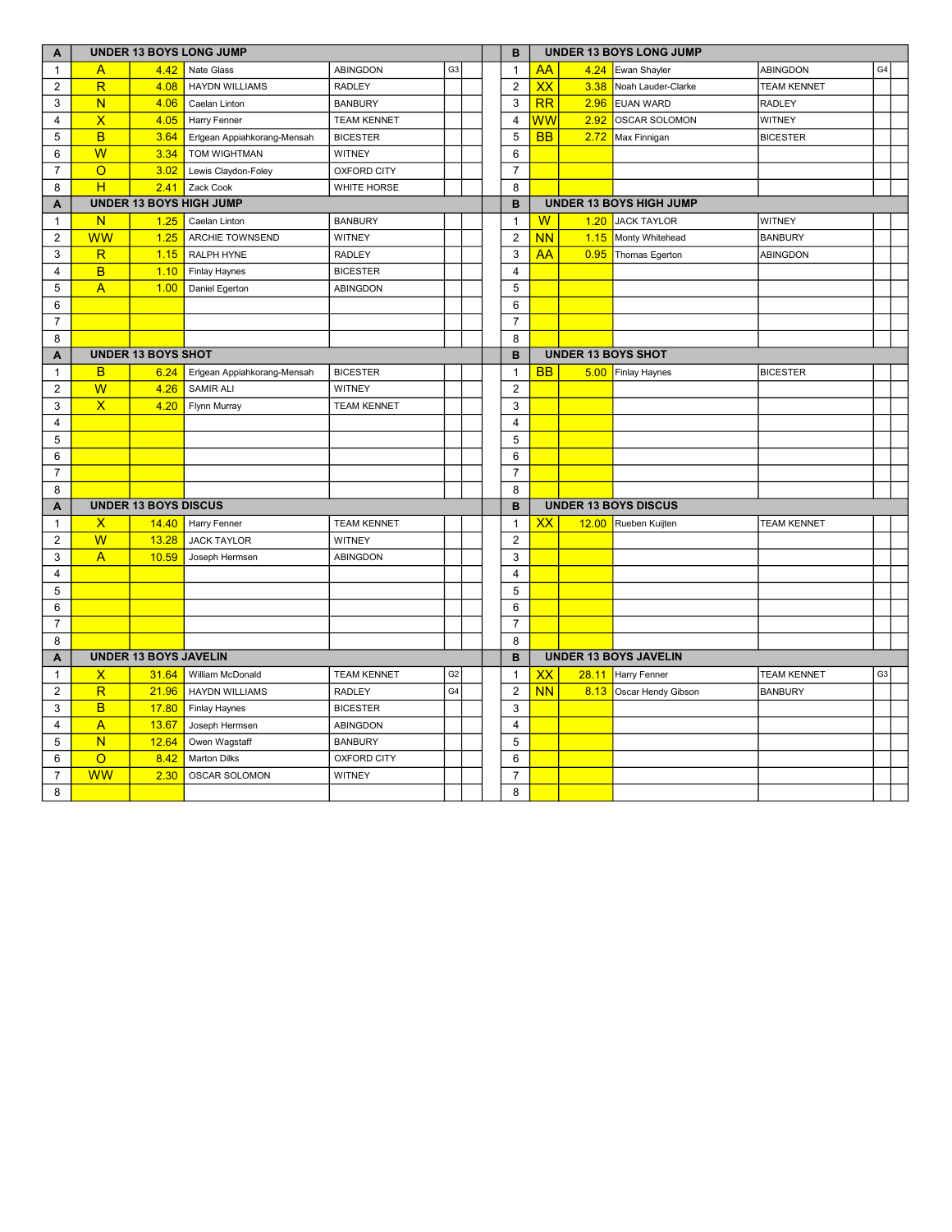| A | UNDER 13 BOYS LONG JUMP | | | | | |
|---|---|---|---|---|---|---|
| 1 | A | 4.42 | Nate Glass | ABINGDON | G3 | |
| 2 | R | 4.08 | HAYDN WILLIAMS | RADLEY | | |
| 3 | N | 4.06 | Caelan Linton | BANBURY | | |
| 4 | X | 4.05 | Harry Fenner | TEAM KENNET | | |
| 5 | B | 3.64 | Erlgean Appiahkorang-Mensah | BICESTER | | |
| 6 | W | 3.34 | TOM WIGHTMAN | WITNEY | | |
| 7 | O | 3.02 | Lewis Claydon-Foley | OXFORD CITY | | |
| 8 | H | 2.41 | Zack Cook | WHITE HORSE | | |

| B | UNDER 13 BOYS LONG JUMP | | | | | |
|---|---|---|---|---|---|---|
| 1 | AA | 4.24 | Ewan Shayler | ABINGDON | G4 | |
| 2 | XX | 3.38 | Noah Lauder-Clarke | TEAM KENNET | | |
| 3 | RR | 2.96 | EUAN WARD | RADLEY | | |
| 4 | WW | 2.92 | OSCAR SOLOMON | WITNEY | | |
| 5 | BB | 2.72 | Max Finnigan | BICESTER | | |
| 6 | | | | | | |
| 7 | | | | | | |
| 8 | | | | | | |

| A | UNDER 13 BOYS HIGH JUMP | | | | | |
|---|---|---|---|---|---|---|
| 1 | N | 1.25 | Caelan Linton | BANBURY | | |
| 2 | WW | 1.25 | ARCHIE TOWNSEND | WITNEY | | |
| 3 | R | 1.15 | RALPH HYNE | RADLEY | | |
| 4 | B | 1.10 | Finlay Haynes | BICESTER | | |
| 5 | A | 1.00 | Daniel Egerton | ABINGDON | | |
| 6 | | | | | | |
| 7 | | | | | | |
| 8 | | | | | | |

| B | UNDER 13 BOYS HIGH JUMP | | | | | |
|---|---|---|---|---|---|---|
| 1 | W | 1.20 | JACK TAYLOR | WITNEY | | |
| 2 | NN | 1.15 | Monty Whitehead | BANBURY | | |
| 3 | AA | 0.95 | Thomas Egerton | ABINGDON | | |
| 4 | | | | | | |
| 5 | | | | | | |
| 6 | | | | | | |
| 7 | | | | | | |
| 8 | | | | | | |

| A | UNDER 13 BOYS SHOT | | | | | |
|---|---|---|---|---|---|---|
| 1 | B | 6.24 | Erlgean Appiahkorang-Mensah | BICESTER | | |
| 2 | W | 4.26 | SAMIR ALI | WITNEY | | |
| 3 | X | 4.20 | Flynn Murray | TEAM KENNET | | |
| 4 | | | | | | |
| 5 | | | | | | |
| 6 | | | | | | |
| 7 | | | | | | |
| 8 | | | | | | |

| B | UNDER 13 BOYS SHOT | | | | | |
|---|---|---|---|---|---|---|
| 1 | BB | 5.00 | Finlay Haynes | BICESTER | | |
| 2 | | | | | | |
| 3 | | | | | | |
| 4 | | | | | | |
| 5 | | | | | | |
| 6 | | | | | | |
| 7 | | | | | | |
| 8 | | | | | | |

| A | UNDER 13 BOYS DISCUS | | | | | |
|---|---|---|---|---|---|---|
| 1 | X | 14.40 | Harry Fenner | TEAM KENNET | | |
| 2 | W | 13.28 | JACK TAYLOR | WITNEY | | |
| 3 | A | 10.59 | Joseph Hermsen | ABINGDON | | |
| 4 | | | | | | |
| 5 | | | | | | |
| 6 | | | | | | |
| 7 | | | | | | |
| 8 | | | | | | |

| B | UNDER 13 BOYS DISCUS | | | | | |
|---|---|---|---|---|---|---|
| 1 | XX | 12.00 | Rueben Kuijten | TEAM KENNET | | |
| 2 | | | | | | |
| 3 | | | | | | |
| 4 | | | | | | |
| 5 | | | | | | |
| 6 | | | | | | |
| 7 | | | | | | |
| 8 | | | | | | |

| A | UNDER 13 BOYS JAVELIN | | | | | |
|---|---|---|---|---|---|---|
| 1 | X | 31.64 | William McDonald | TEAM KENNET | G2 | |
| 2 | R | 21.96 | HAYDN WILLIAMS | RADLEY | G4 | |
| 3 | B | 17.80 | Finlay Haynes | BICESTER | | |
| 4 | A | 13.67 | Joseph Hermsen | ABINGDON | | |
| 5 | N | 12.64 | Owen Wagstaff | BANBURY | | |
| 6 | O | 8.42 | Marton Dilks | OXFORD CITY | | |
| 7 | WW | 2.30 | OSCAR SOLOMON | WITNEY | | |
| 8 | | | | | | |

| B | UNDER 13 BOYS JAVELIN | | | | | |
|---|---|---|---|---|---|---|
| 1 | XX | 28.11 | Harry Fenner | TEAM KENNET | G3 | |
| 2 | NN | 8.13 | Oscar Hendy Gibson | BANBURY | | |
| 3 | | | | | | |
| 4 | | | | | | |
| 5 | | | | | | |
| 6 | | | | | | |
| 7 | | | | | | |
| 8 | | | | | | |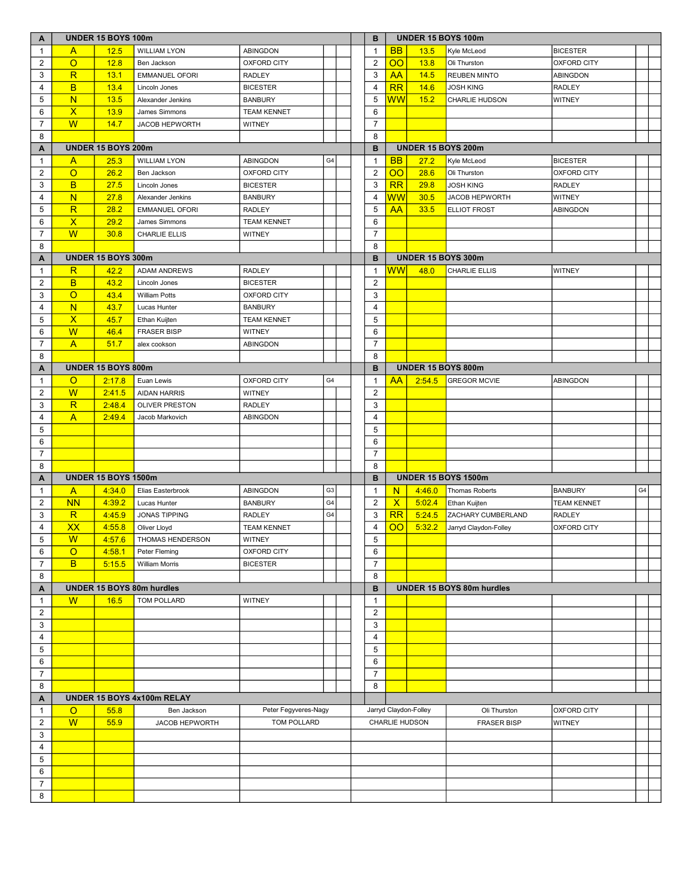| A | UNDER 15 BOYS 100m | | | | | | | B | UNDER 15 BOYS 100m | | | | | |
|---|---|---|---|---|---|---|---|---|---|---|---|---|---|---|
| 1 | A | 12.5 | WILLIAM LYON | ABINGDON | | | | 1 | BB | 13.5 | Kyle McLeod | BICESTER | | |
| 2 | O | 12.8 | Ben Jackson | OXFORD CITY | | | | 2 | OO | 13.8 | Oli Thurston | OXFORD CITY | | |
| 3 | R | 13.1 | EMMANUEL OFORI | RADLEY | | | | 3 | AA | 14.5 | REUBEN MINTO | ABINGDON | | |
| 4 | B | 13.4 | Lincoln Jones | BICESTER | | | | 4 | RR | 14.6 | JOSH KING | RADLEY | | |
| 5 | N | 13.5 | Alexander Jenkins | BANBURY | | | | 5 | WW | 15.2 | CHARLIE HUDSON | WITNEY | | |
| 6 | X | 13.9 | James Simmons | TEAM KENNET | | | | 6 | | | | | | |
| 7 | W | 14.7 | JACOB HEPWORTH | WITNEY | | | | 7 | | | | | | |
| 8 | | | | | | | | 8 | | | | | | |

| A | UNDER 15 BOYS 200m | | | | | | | B | UNDER 15 BOYS 200m | | | | | |
|---|---|---|---|---|---|---|---|---|---|---|---|---|---|---|
| 1 | A | 25.3 | WILLIAM LYON | ABINGDON | G4 | | | 1 | BB | 27.2 | Kyle McLeod | BICESTER | | |
| 2 | O | 26.2 | Ben Jackson | OXFORD CITY | | | | 2 | OO | 28.6 | Oli Thurston | OXFORD CITY | | |
| 3 | B | 27.5 | Lincoln Jones | BICESTER | | | | 3 | RR | 29.8 | JOSH KING | RADLEY | | |
| 4 | N | 27.8 | Alexander Jenkins | BANBURY | | | | 4 | WW | 30.5 | JACOB HEPWORTH | WITNEY | | |
| 5 | R | 28.2 | EMMANUEL OFORI | RADLEY | | | | 5 | AA | 33.5 | ELLIOT FROST | ABINGDON | | |
| 6 | X | 29.2 | James Simmons | TEAM KENNET | | | | 6 | | | | | | |
| 7 | W | 30.8 | CHARLIE ELLIS | WITNEY | | | | 7 | | | | | | |
| 8 | | | | | | | | 8 | | | | | | |

| A | UNDER 15 BOYS 300m | | | | | | | B | UNDER 15 BOYS 300m | | | | | |
|---|---|---|---|---|---|---|---|---|---|---|---|---|---|---|
| 1 | R | 42.2 | ADAM ANDREWS | RADLEY | | | | 1 | WW | 48.0 | CHARLIE ELLIS | WITNEY | | |
| 2 | B | 43.2 | Lincoln Jones | BICESTER | | | | 2 | | | | | | |
| 3 | O | 43.4 | William Potts | OXFORD CITY | | | | 3 | | | | | | |
| 4 | N | 43.7 | Lucas Hunter | BANBURY | | | | 4 | | | | | | |
| 5 | X | 45.7 | Ethan Kuijten | TEAM KENNET | | | | 5 | | | | | | |
| 6 | W | 46.4 | FRASER BISP | WITNEY | | | | 6 | | | | | | |
| 7 | A | 51.7 | alex cookson | ABINGDON | | | | 7 | | | | | | |
| 8 | | | | | | | | 8 | | | | | | |

| A | UNDER 15 BOYS 800m | | | | | | | B | UNDER 15 BOYS 800m | | | | | |
|---|---|---|---|---|---|---|---|---|---|---|---|---|---|---|
| 1 | O | 2:17.8 | Euan Lewis | OXFORD CITY | G4 | | | 1 | AA | 2:54.5 | GREGOR MCVIE | ABINGDON | | |
| 2 | W | 2:41.5 | AIDAN HARRIS | WITNEY | | | | 2 | | | | | | |
| 3 | R | 2:48.4 | OLIVER PRESTON | RADLEY | | | | 3 | | | | | | |
| 4 | A | 2:49.4 | Jacob Markovich | ABINGDON | | | | 4 | | | | | | |
| 5 | | | | | | | | 5 | | | | | | |
| 6 | | | | | | | | 6 | | | | | | |
| 7 | | | | | | | | 7 | | | | | | |
| 8 | | | | | | | | 8 | | | | | | |

| A | UNDER 15 BOYS 1500m | | | | | | | B | UNDER 15 BOYS 1500m | | | | | |
|---|---|---|---|---|---|---|---|---|---|---|---|---|---|---|
| 1 | A | 4:34.0 | Elias Easterbrook | ABINGDON | G3 | | | 1 | N | 4:46.0 | Thomas Roberts | BANBURY | G4 | |
| 2 | NN | 4:39.2 | Lucas Hunter | BANBURY | G4 | | | 2 | X | 5:02.4 | Ethan Kuijten | TEAM KENNET | | |
| 3 | R | 4:45.9 | JONAS TIPPING | RADLEY | G4 | | | 3 | RR | 5:24.5 | ZACHARY CUMBERLAND | RADLEY | | |
| 4 | XX | 4:55.8 | Oliver Lloyd | TEAM KENNET | | | | 4 | OO | 5:32.2 | Jarryd Claydon-Folley | OXFORD CITY | | |
| 5 | W | 4:57.6 | THOMAS HENDERSON | WITNEY | | | | 5 | | | | | | |
| 6 | O | 4:58.1 | Peter Fleming | OXFORD CITY | | | | 6 | | | | | | |
| 7 | B | 5:15.5 | William Morris | BICESTER | | | | 7 | | | | | | |
| 8 | | | | | | | | 8 | | | | | | |

| A | UNDER 15 BOYS 80m hurdles | | | | | | | B | UNDER 15 BOYS 80m hurdles | | | | | |
|---|---|---|---|---|---|---|---|---|---|---|---|---|---|---|
| 1 | W | 16.5 | TOM POLLARD | WITNEY | | | | 1 | | | | | | |
| 2 | | | | | | | | 2 | | | | | | |
| 3 | | | | | | | | 3 | | | | | | |
| 4 | | | | | | | | 4 | | | | | | |
| 5 | | | | | | | | 5 | | | | | | |
| 6 | | | | | | | | 6 | | | | | | |
| 7 | | | | | | | | 7 | | | | | | |
| 8 | | | | | | | | 8 | | | | | | |

| A | UNDER 15 BOYS 4x100m RELAY | | | | | | | |
|---|---|---|---|---|---|---|---|---|
| 1 | O | 55.8 | Ben Jackson | Peter Fegyveres-Nagy | Jarryd Claydon-Folley | Oli Thurston | OXFORD CITY | |
| 2 | W | 55.9 | JACOB HEPWORTH | TOM POLLARD | CHARLIE HUDSON | FRASER BISP | WITNEY | |
| 3 | | | | | | | | |
| 4 | | | | | | | | |
| 5 | | | | | | | | |
| 6 | | | | | | | | |
| 7 | | | | | | | | |
| 8 | | | | | | | | |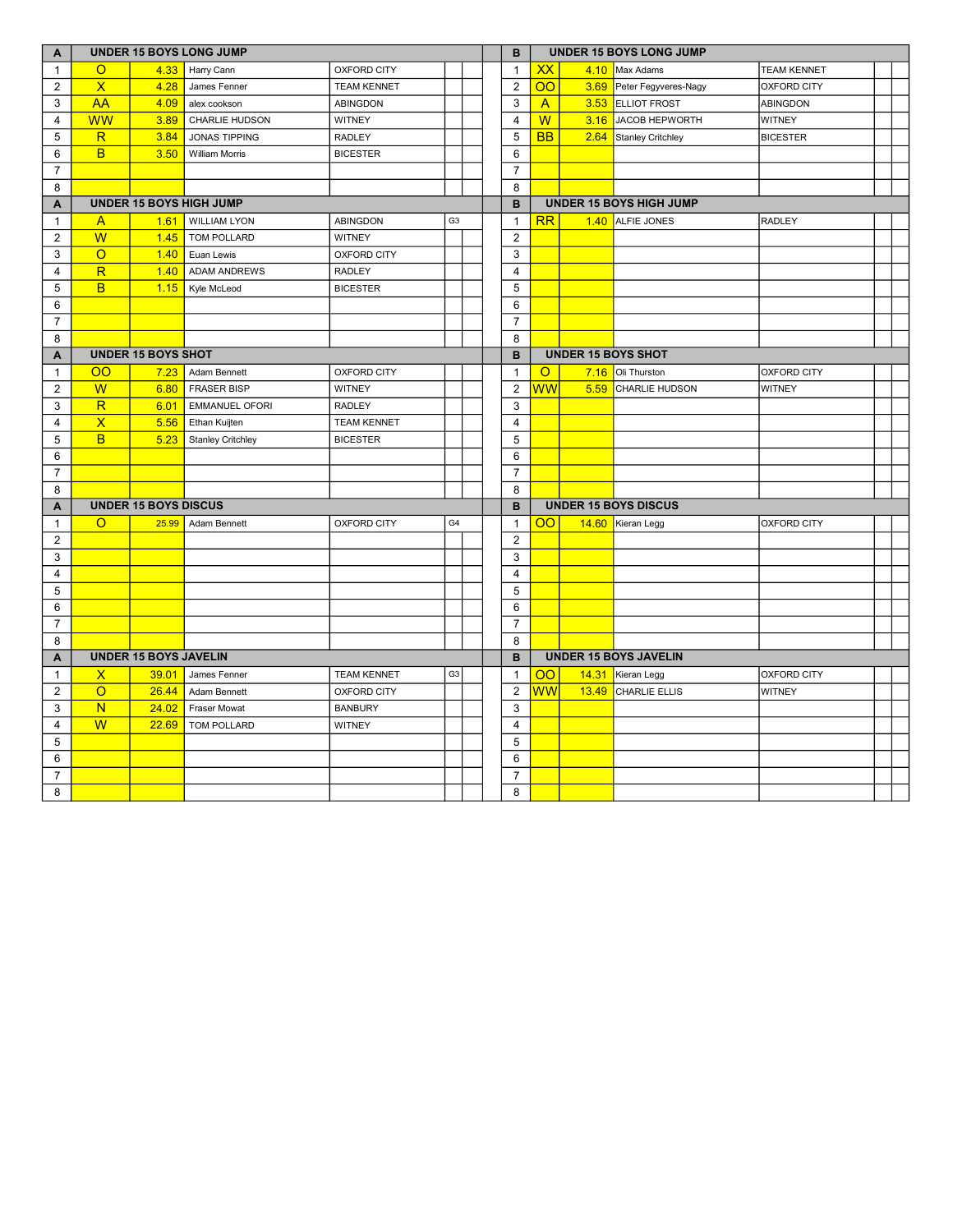| A | UNDER 15 BOYS LONG JUMP | | | | | |
|---|---|---|---|---|---|---|
| 1 | O | 4.33 | Harry Cann | OXFORD CITY | | |
| 2 | X | 4.28 | James Fenner | TEAM KENNET | | |
| 3 | AA | 4.09 | alex cookson | ABINGDON | | |
| 4 | WW | 3.89 | CHARLIE HUDSON | WITNEY | | |
| 5 | R | 3.84 | JONAS TIPPING | RADLEY | | |
| 6 | B | 3.50 | William Morris | BICESTER | | |
| 7 | | | | | | |
| 8 | | | | | | |

| B | UNDER 15 BOYS LONG JUMP | | | | | |
|---|---|---|---|---|---|---|
| 1 | XX | 4.10 | Max Adams | TEAM KENNET | | |
| 2 | OO | 3.69 | Peter Fegyveres-Nagy | OXFORD CITY | | |
| 3 | A | 3.53 | ELLIOT FROST | ABINGDON | | |
| 4 | W | 3.16 | JACOB HEPWORTH | WITNEY | | |
| 5 | BB | 2.64 | Stanley Critchley | BICESTER | | |
| 6 | | | | | | |
| 7 | | | | | | |
| 8 | | | | | | |

| A | UNDER 15 BOYS HIGH JUMP | | | | | |
|---|---|---|---|---|---|---|
| 1 | A | 1.61 | WILLIAM LYON | ABINGDON | G3 | |
| 2 | W | 1.45 | TOM POLLARD | WITNEY | | |
| 3 | O | 1.40 | Euan Lewis | OXFORD CITY | | |
| 4 | R | 1.40 | ADAM ANDREWS | RADLEY | | |
| 5 | B | 1.15 | Kyle McLeod | BICESTER | | |
| 6 | | | | | | |
| 7 | | | | | | |
| 8 | | | | | | |

| B | UNDER 15 BOYS HIGH JUMP | | | | | |
|---|---|---|---|---|---|---|
| 1 | RR | 1.40 | ALFIE JONES | RADLEY | | |
| 2 | | | | | | |
| 3 | | | | | | |
| 4 | | | | | | |
| 5 | | | | | | |
| 6 | | | | | | |
| 7 | | | | | | |
| 8 | | | | | | |

| A | UNDER 15 BOYS SHOT | | | | | |
|---|---|---|---|---|---|---|
| 1 | OO | 7.23 | Adam Bennett | OXFORD CITY | | |
| 2 | W | 6.80 | FRASER BISP | WITNEY | | |
| 3 | R | 6.01 | EMMANUEL OFORI | RADLEY | | |
| 4 | X | 5.56 | Ethan Kuijten | TEAM KENNET | | |
| 5 | B | 5.23 | Stanley Critchley | BICESTER | | |
| 6 | | | | | | |
| 7 | | | | | | |
| 8 | | | | | | |

| B | UNDER 15 BOYS SHOT | | | | | |
|---|---|---|---|---|---|---|
| 1 | O | 7.16 | Oli Thurston | OXFORD CITY | | |
| 2 | WW | 5.59 | CHARLIE HUDSON | WITNEY | | |
| 3 | | | | | | |
| 4 | | | | | | |
| 5 | | | | | | |
| 6 | | | | | | |
| 7 | | | | | | |
| 8 | | | | | | |

| A | UNDER 15 BOYS DISCUS | | | | | |
|---|---|---|---|---|---|---|
| 1 | O | 25.99 | Adam Bennett | OXFORD CITY | G4 | |
| 2 | | | | | | |
| 3 | | | | | | |
| 4 | | | | | | |
| 5 | | | | | | |
| 6 | | | | | | |
| 7 | | | | | | |
| 8 | | | | | | |

| B | UNDER 15 BOYS DISCUS | | | | | |
|---|---|---|---|---|---|---|
| 1 | OO | 14.60 | Kieran Legg | OXFORD CITY | | |
| 2 | | | | | | |
| 3 | | | | | | |
| 4 | | | | | | |
| 5 | | | | | | |
| 6 | | | | | | |
| 7 | | | | | | |
| 8 | | | | | | |

| A | UNDER 15 BOYS JAVELIN | | | | | |
|---|---|---|---|---|---|---|
| 1 | X | 39.01 | James Fenner | TEAM KENNET | G3 | |
| 2 | O | 26.44 | Adam Bennett | OXFORD CITY | | |
| 3 | N | 24.02 | Fraser Mowat | BANBURY | | |
| 4 | W | 22.69 | TOM POLLARD | WITNEY | | |
| 5 | | | | | | |
| 6 | | | | | | |
| 7 | | | | | | |
| 8 | | | | | | |

| B | UNDER 15 BOYS JAVELIN | | | | | |
|---|---|---|---|---|---|---|
| 1 | OO | 14.31 | Kieran Legg | OXFORD CITY | | |
| 2 | WW | 13.49 | CHARLIE ELLIS | WITNEY | | |
| 3 | | | | | | |
| 4 | | | | | | |
| 5 | | | | | | |
| 6 | | | | | | |
| 7 | | | | | | |
| 8 | | | | | | |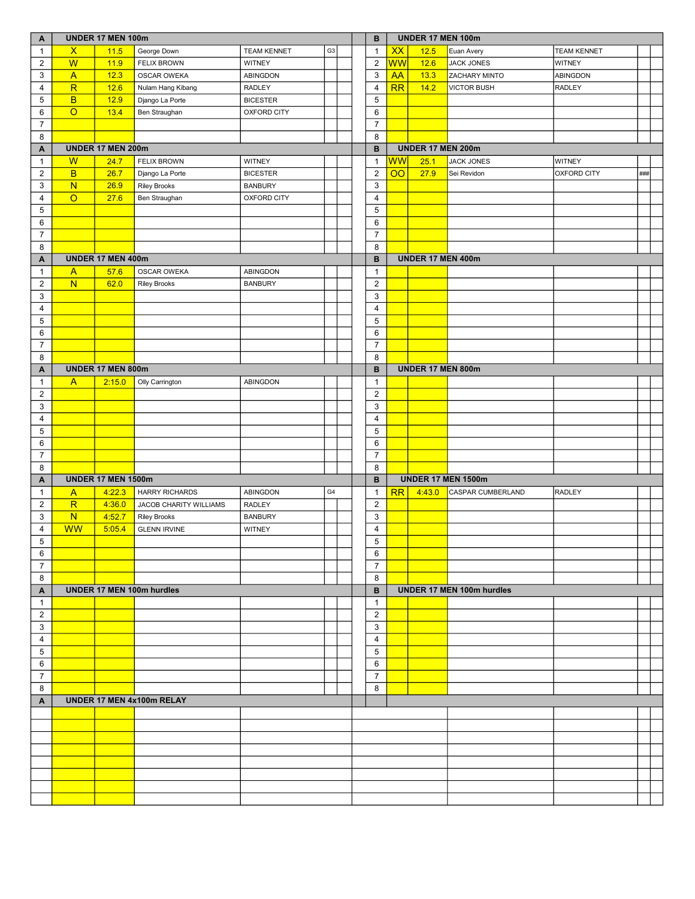| A | UNDER 17 MEN 100m | | | | | | | B | UNDER 17 MEN 100m | | | | | |
|---|---|---|---|---|---|---|---|---|---|---|---|---|---|---|
| 1 | X | 11.5 | George Down | TEAM KENNET | G3 | | | 1 | XX | 12.5 | Euan Avery | TEAM KENNET | | |
| 2 | W | 11.9 | FELIX BROWN | WITNEY | | | | 2 | WW | 12.6 | JACK JONES | WITNEY | | |
| 3 | A | 12.3 | OSCAR OWEKA | ABINGDON | | | | 3 | AA | 13.3 | ZACHARY MINTO | ABINGDON | | |
| 4 | R | 12.6 | Nulam Hang Kibang | RADLEY | | | | 4 | RR | 14.2 | VICTOR BUSH | RADLEY | | |
| 5 | B | 12.9 | Django La Porte | BICESTER | | | | 5 | | | | | | |
| 6 | O | 13.4 | Ben Straughan | OXFORD CITY | | | | 6 | | | | | | |
| 7 | | | | | | | | 7 | | | | | | |
| 8 | | | | | | | | 8 | | | | | | |
| A | UNDER 17 MEN 200m | | | | | | | B | UNDER 17 MEN 200m | | | | | |
| 1 | W | 24.7 | FELIX BROWN | WITNEY | | | | 1 | WW | 25.1 | JACK JONES | WITNEY | | |
| 2 | B | 26.7 | Django La Porte | BICESTER | | | | 2 | OO | 27.9 | Sei Revidon | OXFORD CITY | ### | |
| 3 | N | 26.9 | Riley Brooks | BANBURY | | | | 3 | | | | | | |
| 4 | O | 27.6 | Ben Straughan | OXFORD CITY | | | | 4 | | | | | | |
| 5 | | | | | | | | 5 | | | | | | |
| 6 | | | | | | | | 6 | | | | | | |
| 7 | | | | | | | | 7 | | | | | | |
| 8 | | | | | | | | 8 | | | | | | |
| A | UNDER 17 MEN 400m | | | | | | | B | UNDER 17 MEN 400m | | | | | |
| 1 | A | 57.6 | OSCAR OWEKA | ABINGDON | | | | 1 | | | | | | |
| 2 | N | 62.0 | Riley Brooks | BANBURY | | | | 2 | | | | | | |
| 3 | | | | | | | | 3 | | | | | | |
| 4 | | | | | | | | 4 | | | | | | |
| 5 | | | | | | | | 5 | | | | | | |
| 6 | | | | | | | | 6 | | | | | | |
| 7 | | | | | | | | 7 | | | | | | |
| 8 | | | | | | | | 8 | | | | | | |
| A | UNDER 17 MEN 800m | | | | | | | B | UNDER 17 MEN 800m | | | | | |
| 1 | A | 2:15.0 | Olly Carrington | ABINGDON | | | | 1 | | | | | | |
| 2 | | | | | | | | 2 | | | | | | |
| 3 | | | | | | | | 3 | | | | | | |
| 4 | | | | | | | | 4 | | | | | | |
| 5 | | | | | | | | 5 | | | | | | |
| 6 | | | | | | | | 6 | | | | | | |
| 7 | | | | | | | | 7 | | | | | | |
| 8 | | | | | | | | 8 | | | | | | |
| A | UNDER 17 MEN 1500m | | | | | | | B | UNDER 17 MEN 1500m | | | | | |
| 1 | A | 4:22.3 | HARRY RICHARDS | ABINGDON | G4 | | | 1 | RR | 4:43.0 | CASPAR CUMBERLAND | RADLEY | | |
| 2 | R | 4:36.0 | JACOB CHARITY WILLIAMS | RADLEY | | | | 2 | | | | | | |
| 3 | N | 4:52.7 | Riley Brooks | BANBURY | | | | 3 | | | | | | |
| 4 | WW | 5:05.4 | GLENN IRVINE | WITNEY | | | | 4 | | | | | | |
| 5 | | | | | | | | 5 | | | | | | |
| 6 | | | | | | | | 6 | | | | | | |
| 7 | | | | | | | | 7 | | | | | | |
| 8 | | | | | | | | 8 | | | | | | |
| A | UNDER 17 MEN 100m hurdles | | | | | | | B | UNDER 17 MEN 100m hurdles | | | | | |
| 1 | | | | | | | | 1 | | | | | | |
| 2 | | | | | | | | 2 | | | | | | |
| 3 | | | | | | | | 3 | | | | | | |
| 4 | | | | | | | | 4 | | | | | | |
| 5 | | | | | | | | 5 | | | | | | |
| 6 | | | | | | | | 6 | | | | | | |
| 7 | | | | | | | | 7 | | | | | | |
| 8 | | | | | | | | 8 | | | | | | |
| A | UNDER 17 MEN 4x100m RELAY | | | | | | | | | | | | | |
| | | | | | | | | | | | | | | |
| | | | | | | | | | | | | | | |
| | | | | | | | | | | | | | | |
| | | | | | | | | | | | | | | |
| | | | | | | | | | | | | | | |
| | | | | | | | | | | | | | | |
| | | | | | | | | | | | | | | |
| | | | | | | | | | | | | | | |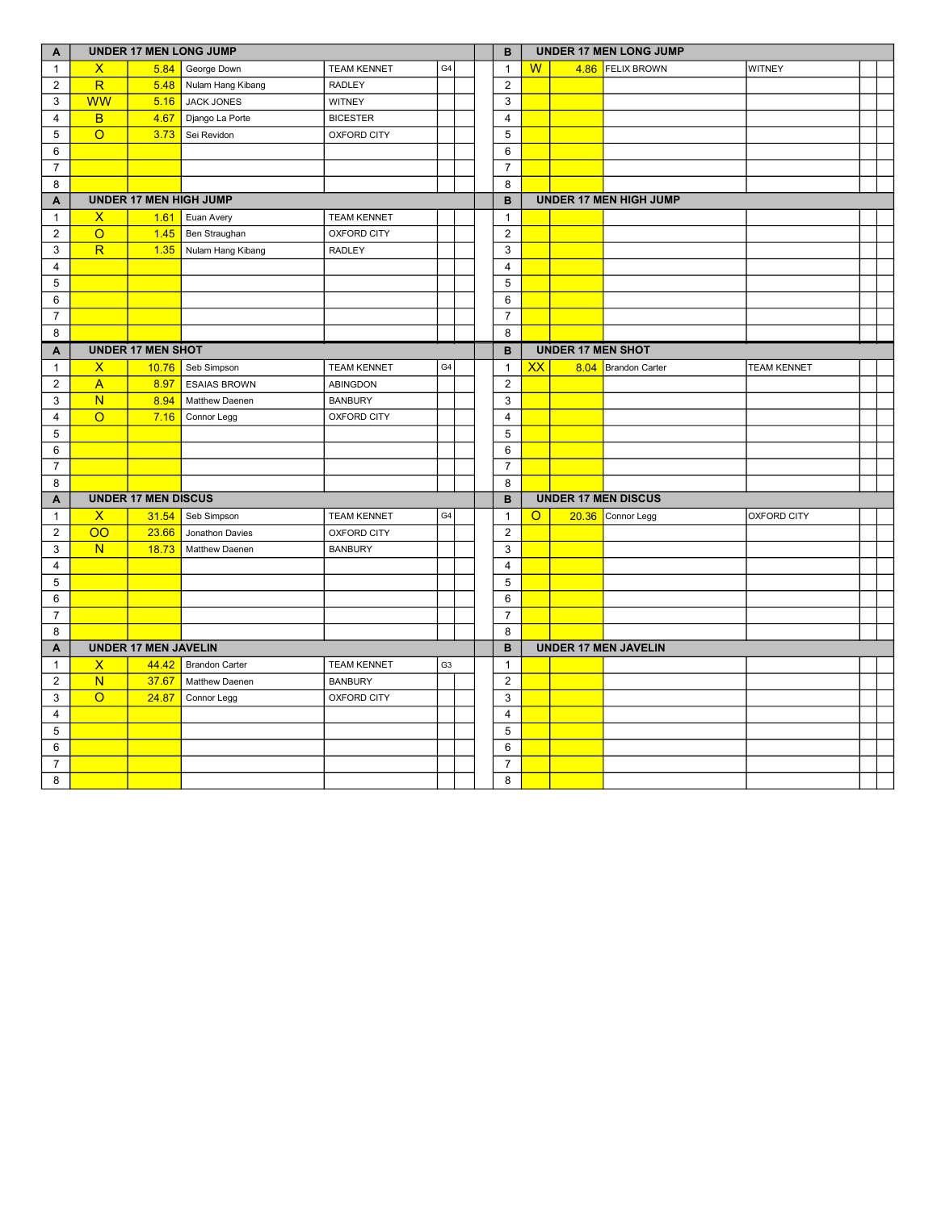| A | UNDER 17 MEN LONG JUMP | | | | | | | B | UNDER 17 MEN LONG JUMP | | | | | |
|---|---|---|---|---|---|---|---|---|---|---|---|---|---|---|
| 1 | X | 5.84 | George Down | TEAM KENNET | G4 | | | 1 | W | 4.86 | FELIX BROWN | WITNEY | | |
| 2 | R | 5.48 | Nulam Hang Kibang | RADLEY | | | | 2 | | | | | | |
| 3 | WW | 5.16 | JACK JONES | WITNEY | | | | 3 | | | | | | |
| 4 | B | 4.67 | Django La Porte | BICESTER | | | | 4 | | | | | | |
| 5 | O | 3.73 | Sei Revidon | OXFORD CITY | | | | 5 | | | | | | |
| 6 | | | | | | | | 6 | | | | | | |
| 7 | | | | | | | | 7 | | | | | | |
| 8 | | | | | | | | 8 | | | | | | |
| A | UNDER 17 MEN HIGH JUMP | | | | | | | B | UNDER 17 MEN HIGH JUMP | | | | | |
| 1 | X | 1.61 | Euan Avery | TEAM KENNET | | | | 1 | | | | | | |
| 2 | O | 1.45 | Ben Straughan | OXFORD CITY | | | | 2 | | | | | | |
| 3 | R | 1.35 | Nulam Hang Kibang | RADLEY | | | | 3 | | | | | | |
| 4 | | | | | | | | 4 | | | | | | |
| 5 | | | | | | | | 5 | | | | | | |
| 6 | | | | | | | | 6 | | | | | | |
| 7 | | | | | | | | 7 | | | | | | |
| 8 | | | | | | | | 8 | | | | | | |
| A | UNDER 17 MEN SHOT | | | | | | | B | UNDER 17 MEN SHOT | | | | | |
| 1 | X | 10.76 | Seb Simpson | TEAM KENNET | G4 | | | 1 | XX | 8.04 | Brandon Carter | TEAM KENNET | | |
| 2 | A | 8.97 | ESAIAS BROWN | ABINGDON | | | | 2 | | | | | | |
| 3 | N | 8.94 | Matthew Daenen | BANBURY | | | | 3 | | | | | | |
| 4 | O | 7.16 | Connor Legg | OXFORD CITY | | | | 4 | | | | | | |
| 5 | | | | | | | | 5 | | | | | | |
| 6 | | | | | | | | 6 | | | | | | |
| 7 | | | | | | | | 7 | | | | | | |
| 8 | | | | | | | | 8 | | | | | | |
| A | UNDER 17 MEN DISCUS | | | | | | | B | UNDER 17 MEN DISCUS | | | | | |
| 1 | X | 31.54 | Seb Simpson | TEAM KENNET | G4 | | | 1 | O | 20.36 | Connor Legg | OXFORD CITY | | |
| 2 | OO | 23.66 | Jonathon Davies | OXFORD CITY | | | | 2 | | | | | | |
| 3 | N | 18.73 | Matthew Daenen | BANBURY | | | | 3 | | | | | | |
| 4 | | | | | | | | 4 | | | | | | |
| 5 | | | | | | | | 5 | | | | | | |
| 6 | | | | | | | | 6 | | | | | | |
| 7 | | | | | | | | 7 | | | | | | |
| 8 | | | | | | | | 8 | | | | | | |
| A | UNDER 17 MEN JAVELIN | | | | | | | B | UNDER 17 MEN JAVELIN | | | | | |
| 1 | X | 44.42 | Brandon Carter | TEAM KENNET | G3 | | | 1 | | | | | | |
| 2 | N | 37.67 | Matthew Daenen | BANBURY | | | | 2 | | | | | | |
| 3 | O | 24.87 | Connor Legg | OXFORD CITY | | | | 3 | | | | | | |
| 4 | | | | | | | | 4 | | | | | | |
| 5 | | | | | | | | 5 | | | | | | |
| 6 | | | | | | | | 6 | | | | | | |
| 7 | | | | | | | | 7 | | | | | | |
| 8 | | | | | | | | 8 | | | | | | |